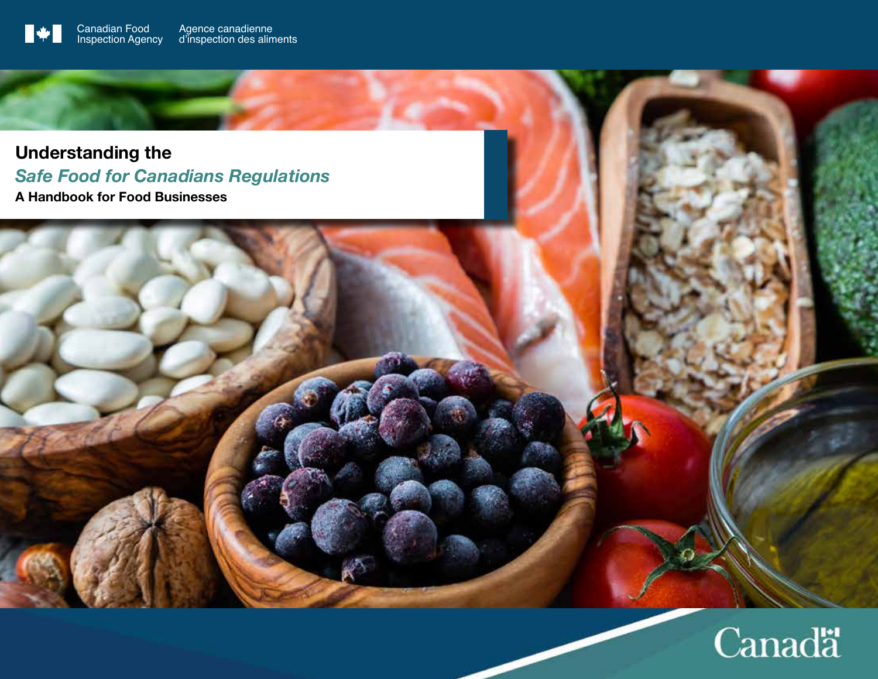Canadian Food Inspection Agency | Agence canadienne d'inspection des aliments

# Understanding the *Safe Food for Canadians Regulations*

## A Handbook for Food Businesses

Canada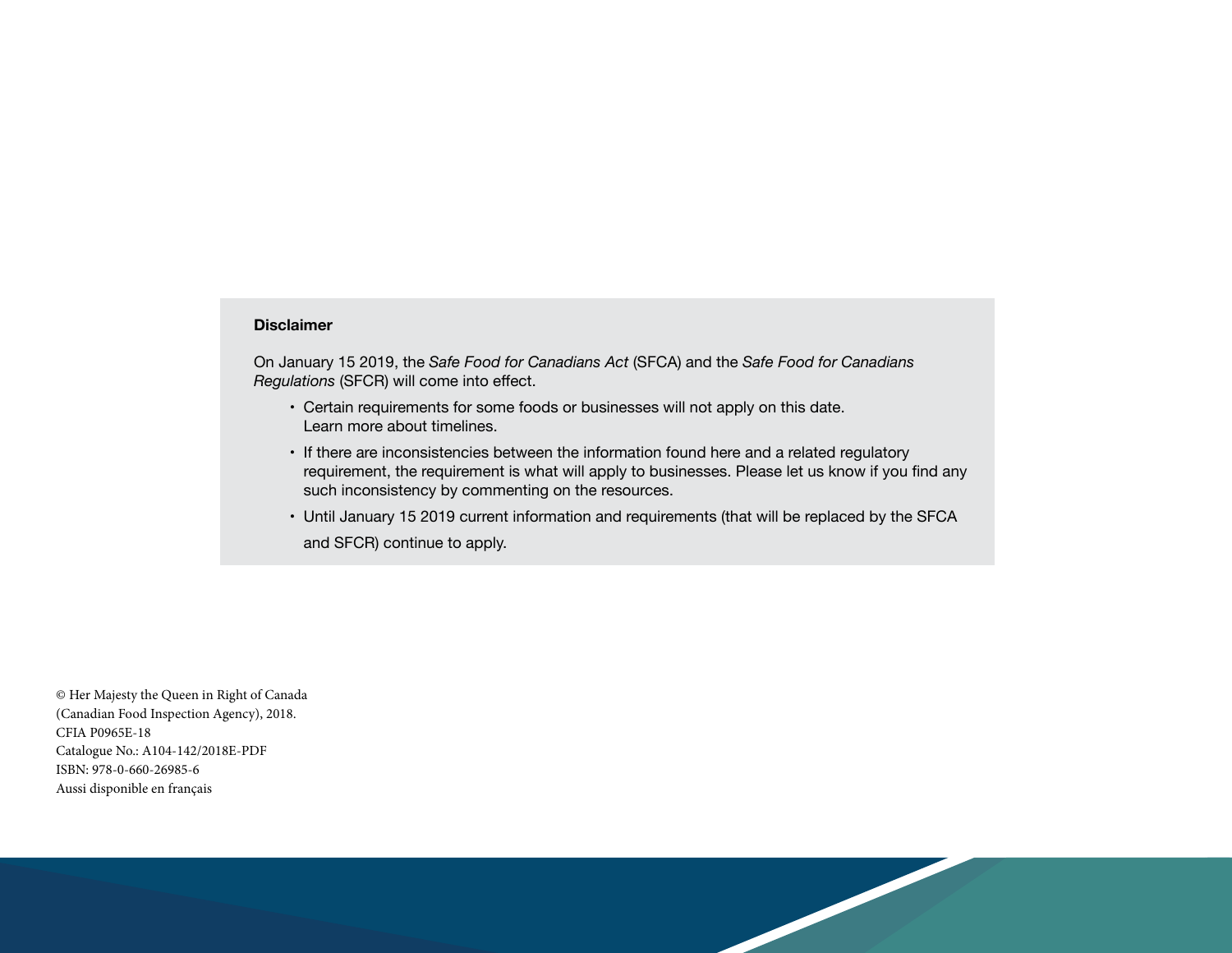**Disclaimer**

On January 15 2019, the *Safe Food for Canadians Act* (SFCA) and the *Safe Food for Canadians Regulations* (SFCR) will come into effect.

- Certain requirements for some foods or businesses will not apply on this date. Learn more about timelines.
- If there are inconsistencies between the information found here and a related regulatory requirement, the requirement is what will apply to businesses. Please let us know if you find any such inconsistency by commenting on the resources.
- Until January 15 2019 current information and requirements (that will be replaced by the SFCA and SFCR) continue to apply.

© Her Majesty the Queen in Right of Canada
(Canadian Food Inspection Agency), 2018.
CFIA P0965E-18
Catalogue No.: A104-142/2018E-PDF
ISBN: 978-0-660-26985-6
Aussi disponible en français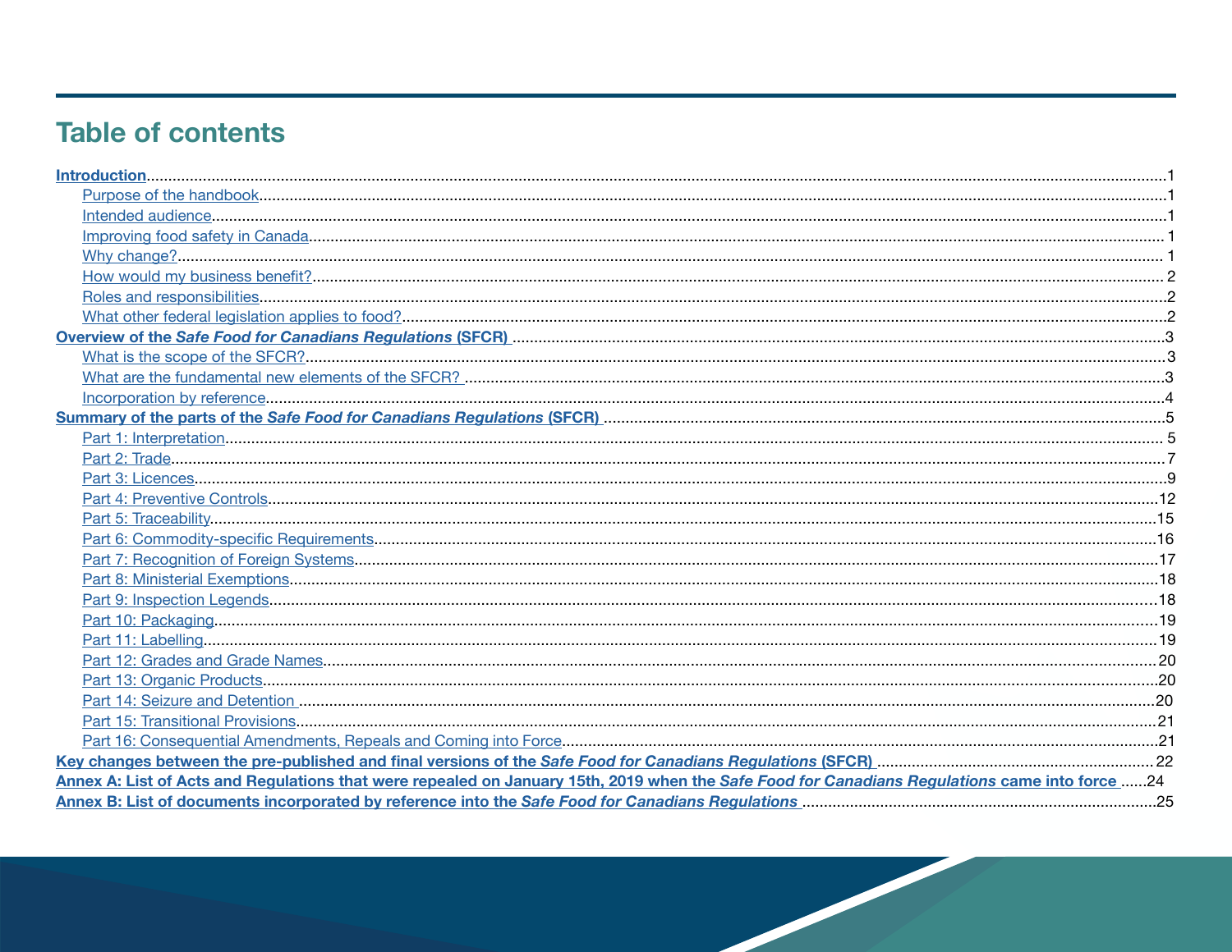# Table of contents

**Introduction** ..... 1

- Purpose of the handbook ..... 1
- Intended audience ..... 1
- Improving food safety in Canada ..... 1
- Why change? ..... 1
- How would my business benefit? ..... 2
- Roles and responsibilities ..... 2
- What other federal legislation applies to food? ..... 2

**Overview of the *Safe Food for Canadians Regulations* (SFCR)** ..... 3

- What is the scope of the SFCR? ..... 3
- What are the fundamental new elements of the SFCR? ..... 3
- Incorporation by reference ..... 4

**Summary of the parts of the *Safe Food for Canadians Regulations* (SFCR)** ..... 5

- Part 1: Interpretation ..... 5
- Part 2: Trade ..... 7
- Part 3: Licences ..... 9
- Part 4: Preventive Controls ..... 12
- Part 5: Traceability ..... 15
- Part 6: Commodity-specific Requirements ..... 16
- Part 7: Recognition of Foreign Systems ..... 17
- Part 8: Ministerial Exemptions ..... 18
- Part 9: Inspection Legends ..... 18
- Part 10: Packaging ..... 19
- Part 11: Labelling ..... 19
- Part 12: Grades and Grade Names ..... 20
- Part 13: Organic Products ..... 20
- Part 14: Seizure and Detention ..... 20
- Part 15: Transitional Provisions ..... 21
- Part 16: Consequential Amendments, Repeals and Coming into Force ..... 21

**Key changes between the pre-published and final versions of the *Safe Food for Canadians Regulations* (SFCR)** ..... 22

**Annex A: List of Acts and Regulations that were repealed on January 15th, 2019 when the *Safe Food for Canadians Regulations* came into force** ..... 24

**Annex B: List of documents incorporated by reference into the *Safe Food for Canadians Regulations*** ..... 25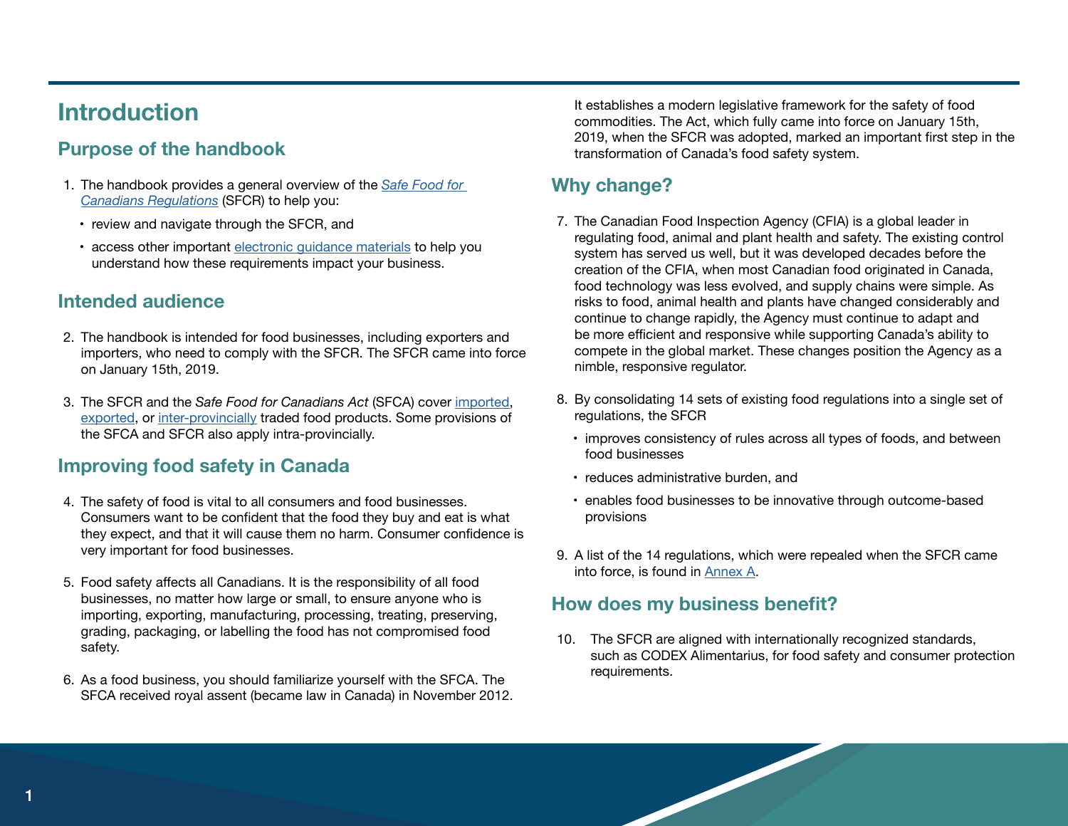# Introduction

## Purpose of the handbook

1. The handbook provides a general overview of the *Safe Food for Canadians Regulations* (SFCR) to help you:
   - review and navigate through the SFCR, and
   - access other important electronic guidance materials to help you understand how these requirements impact your business.

## Intended audience

2. The handbook is intended for food businesses, including exporters and importers, who need to comply with the SFCR. The SFCR came into force on January 15th, 2019.

3. The SFCR and the *Safe Food for Canadians Act* (SFCA) cover imported, exported, or inter-provincially traded food products. Some provisions of the SFCA and SFCR also apply intra-provincially.

## Improving food safety in Canada

4. The safety of food is vital to all consumers and food businesses. Consumers want to be confident that the food they buy and eat is what they expect, and that it will cause them no harm. Consumer confidence is very important for food businesses.

5. Food safety affects all Canadians. It is the responsibility of all food businesses, no matter how large or small, to ensure anyone who is importing, exporting, manufacturing, processing, treating, preserving, grading, packaging, or labelling the food has not compromised food safety.

6. As a food business, you should familiarize yourself with the SFCA. The SFCA received royal assent (became law in Canada) in November 2012. It establishes a modern legislative framework for the safety of food commodities. The Act, which fully came into force on January 15th, 2019, when the SFCR was adopted, marked an important first step in the transformation of Canada's food safety system.

## Why change?

7. The Canadian Food Inspection Agency (CFIA) is a global leader in regulating food, animal and plant health and safety. The existing control system has served us well, but it was developed decades before the creation of the CFIA, when most Canadian food originated in Canada, food technology was less evolved, and supply chains were simple. As risks to food, animal health and plants have changed considerably and continue to change rapidly, the Agency must continue to adapt and be more efficient and responsive while supporting Canada's ability to compete in the global market. These changes position the Agency as a nimble, responsive regulator.

8. By consolidating 14 sets of existing food regulations into a single set of regulations, the SFCR
   - improves consistency of rules across all types of foods, and between food businesses
   - reduces administrative burden, and
   - enables food businesses to be innovative through outcome-based provisions

9. A list of the 14 regulations, which were repealed when the SFCR came into force, is found in Annex A.

## How does my business benefit?

10. The SFCR are aligned with internationally recognized standards, such as CODEX Alimentarius, for food safety and consumer protection requirements.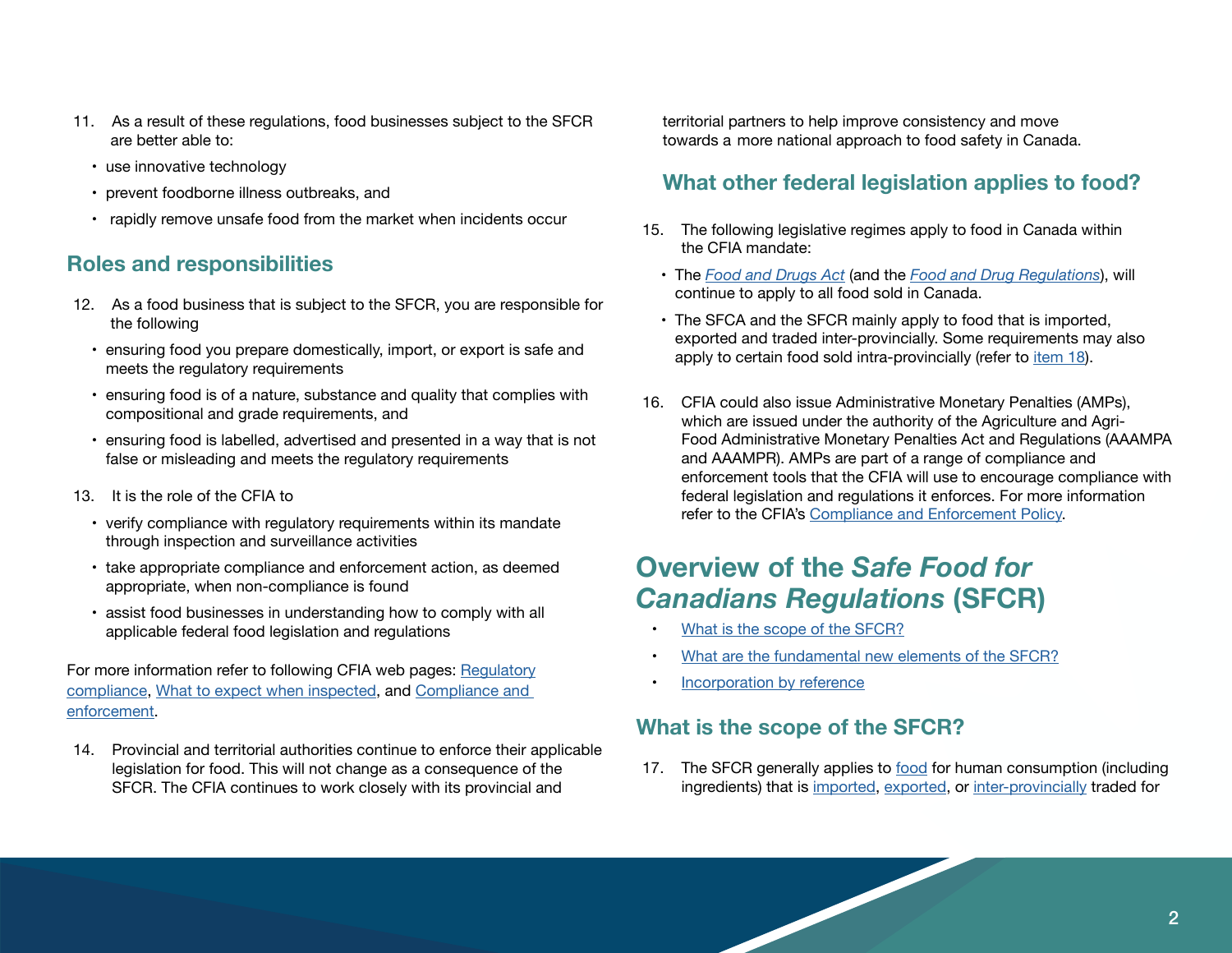11. As a result of these regulations, food businesses subject to the SFCR are better able to:
    - use innovative technology
    - prevent foodborne illness outbreaks, and
    - rapidly remove unsafe food from the market when incidents occur

## Roles and responsibilities

12. As a food business that is subject to the SFCR, you are responsible for the following
    - ensuring food you prepare domestically, import, or export is safe and meets the regulatory requirements
    - ensuring food is of a nature, substance and quality that complies with compositional and grade requirements, and
    - ensuring food is labelled, advertised and presented in a way that is not false or misleading and meets the regulatory requirements
13. It is the role of the CFIA to
    - verify compliance with regulatory requirements within its mandate through inspection and surveillance activities
    - take appropriate compliance and enforcement action, as deemed appropriate, when non-compliance is found
    - assist food businesses in understanding how to comply with all applicable federal food legislation and regulations

For more information refer to following CFIA web pages: Regulatory compliance, What to expect when inspected, and Compliance and enforcement.

14. Provincial and territorial authorities continue to enforce their applicable legislation for food. This will not change as a consequence of the SFCR. The CFIA continues to work closely with its provincial and territorial partners to help improve consistency and move towards a more national approach to food safety in Canada.

## What other federal legislation applies to food?

15. The following legislative regimes apply to food in Canada within the CFIA mandate:
    - The *Food and Drugs Act* (and the *Food and Drug Regulations*), will continue to apply to all food sold in Canada.
    - The SFCA and the SFCR mainly apply to food that is imported, exported and traded inter-provincially. Some requirements may also apply to certain food sold intra-provincially (refer to item 18).
16. CFIA could also issue Administrative Monetary Penalties (AMPs), which are issued under the authority of the Agriculture and Agri-Food Administrative Monetary Penalties Act and Regulations (AAAMPA and AAAMPR). AMPs are part of a range of compliance and enforcement tools that the CFIA will use to encourage compliance with federal legislation and regulations it enforces. For more information refer to the CFIA's Compliance and Enforcement Policy.

# Overview of the *Safe Food for Canadians Regulations* (SFCR)

- What is the scope of the SFCR?
- What are the fundamental new elements of the SFCR?
- Incorporation by reference

## What is the scope of the SFCR?

17. The SFCR generally applies to food for human consumption (including ingredients) that is imported, exported, or inter-provincially traded for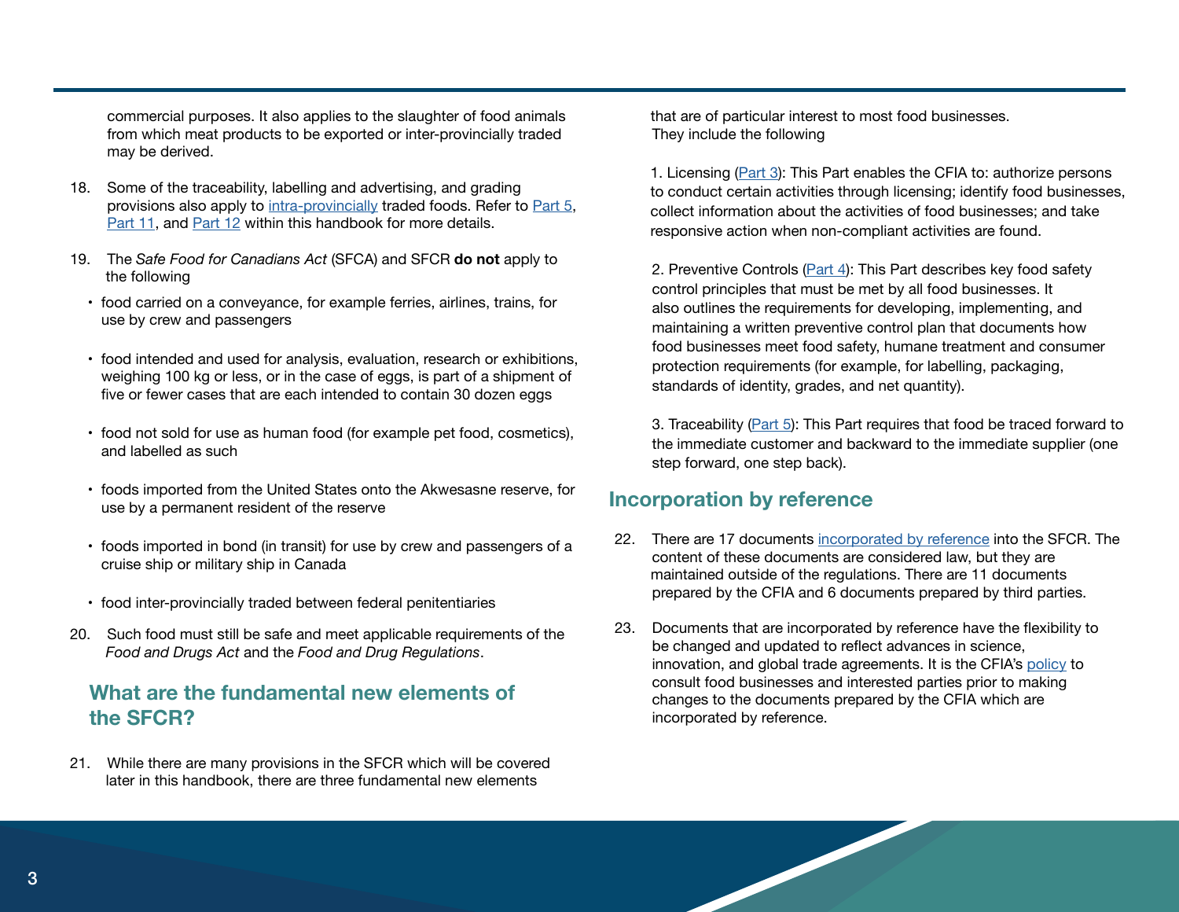commercial purposes. It also applies to the slaughter of food animals from which meat products to be exported or inter-provincially traded may be derived.

18. Some of the traceability, labelling and advertising, and grading provisions also apply to intra-provincially traded foods. Refer to Part 5, Part 11, and Part 12 within this handbook for more details.

19. The *Safe Food for Canadians Act* (SFCA) and SFCR **do not** apply to the following

- food carried on a conveyance, for example ferries, airlines, trains, for use by crew and passengers
- food intended and used for analysis, evaluation, research or exhibitions, weighing 100 kg or less, or in the case of eggs, is part of a shipment of five or fewer cases that are each intended to contain 30 dozen eggs
- food not sold for use as human food (for example pet food, cosmetics), and labelled as such
- foods imported from the United States onto the Akwesasne reserve, for use by a permanent resident of the reserve
- foods imported in bond (in transit) for use by crew and passengers of a cruise ship or military ship in Canada
- food inter-provincially traded between federal penitentiaries

20. Such food must still be safe and meet applicable requirements of the *Food and Drugs Act* and the *Food and Drug Regulations*.

## What are the fundamental new elements of the SFCR?

21. While there are many provisions in the SFCR which will be covered later in this handbook, there are three fundamental new elements that are of particular interest to most food businesses. They include the following

1. Licensing (Part 3): This Part enables the CFIA to: authorize persons to conduct certain activities through licensing; identify food businesses, collect information about the activities of food businesses; and take responsive action when non-compliant activities are found.

2. Preventive Controls (Part 4): This Part describes key food safety control principles that must be met by all food businesses. It also outlines the requirements for developing, implementing, and maintaining a written preventive control plan that documents how food businesses meet food safety, humane treatment and consumer protection requirements (for example, for labelling, packaging, standards of identity, grades, and net quantity).

3. Traceability (Part 5): This Part requires that food be traced forward to the immediate customer and backward to the immediate supplier (one step forward, one step back).

## Incorporation by reference

22. There are 17 documents incorporated by reference into the SFCR. The content of these documents are considered law, but they are maintained outside of the regulations. There are 11 documents prepared by the CFIA and 6 documents prepared by third parties.

23. Documents that are incorporated by reference have the flexibility to be changed and updated to reflect advances in science, innovation, and global trade agreements. It is the CFIA's policy to consult food businesses and interested parties prior to making changes to the documents prepared by the CFIA which are incorporated by reference.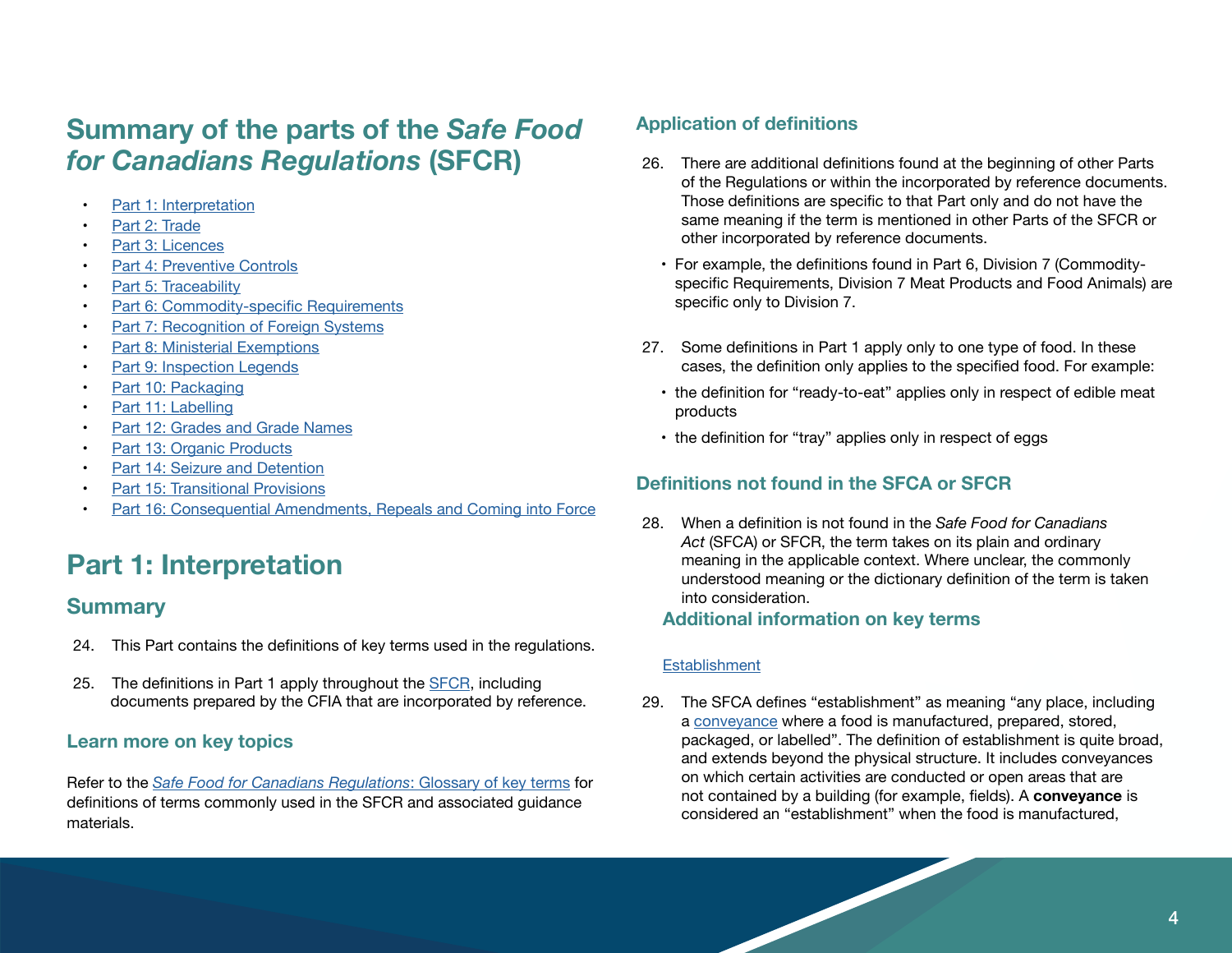# Summary of the parts of the *Safe Food for Canadians Regulations* (SFCR)

- Part 1: Interpretation
- Part 2: Trade
- Part 3: Licences
- Part 4: Preventive Controls
- Part 5: Traceability
- Part 6: Commodity-specific Requirements
- Part 7: Recognition of Foreign Systems
- Part 8: Ministerial Exemptions
- Part 9: Inspection Legends
- Part 10: Packaging
- Part 11: Labelling
- Part 12: Grades and Grade Names
- Part 13: Organic Products
- Part 14: Seizure and Detention
- Part 15: Transitional Provisions
- Part 16: Consequential Amendments, Repeals and Coming into Force

# Part 1: Interpretation

## Summary

24. This Part contains the definitions of key terms used in the regulations.

25. The definitions in Part 1 apply throughout the SFCR, including documents prepared by the CFIA that are incorporated by reference.

### Learn more on key topics

Refer to the *Safe Food for Canadians Regulations*: Glossary of key terms for definitions of terms commonly used in the SFCR and associated guidance materials.

### Application of definitions

26. There are additional definitions found at the beginning of other Parts of the Regulations or within the incorporated by reference documents. Those definitions are specific to that Part only and do not have the same meaning if the term is mentioned in other Parts of the SFCR or other incorporated by reference documents.
    - For example, the definitions found in Part 6, Division 7 (Commodity-specific Requirements, Division 7 Meat Products and Food Animals) are specific only to Division 7.

27. Some definitions in Part 1 apply only to one type of food. In these cases, the definition only applies to the specified food. For example:
    - the definition for "ready-to-eat" applies only in respect of edible meat products
    - the definition for "tray" applies only in respect of eggs

### Definitions not found in the SFCA or SFCR

28. When a definition is not found in the *Safe Food for Canadians Act* (SFCA) or SFCR, the term takes on its plain and ordinary meaning in the applicable context. Where unclear, the commonly understood meaning or the dictionary definition of the term is taken into consideration.

### Additional information on key terms

Establishment

29. The SFCA defines "establishment" as meaning "any place, including a conveyance where a food is manufactured, prepared, stored, packaged, or labelled". The definition of establishment is quite broad, and extends beyond the physical structure. It includes conveyances on which certain activities are conducted or open areas that are not contained by a building (for example, fields). A **conveyance** is considered an "establishment" when the food is manufactured,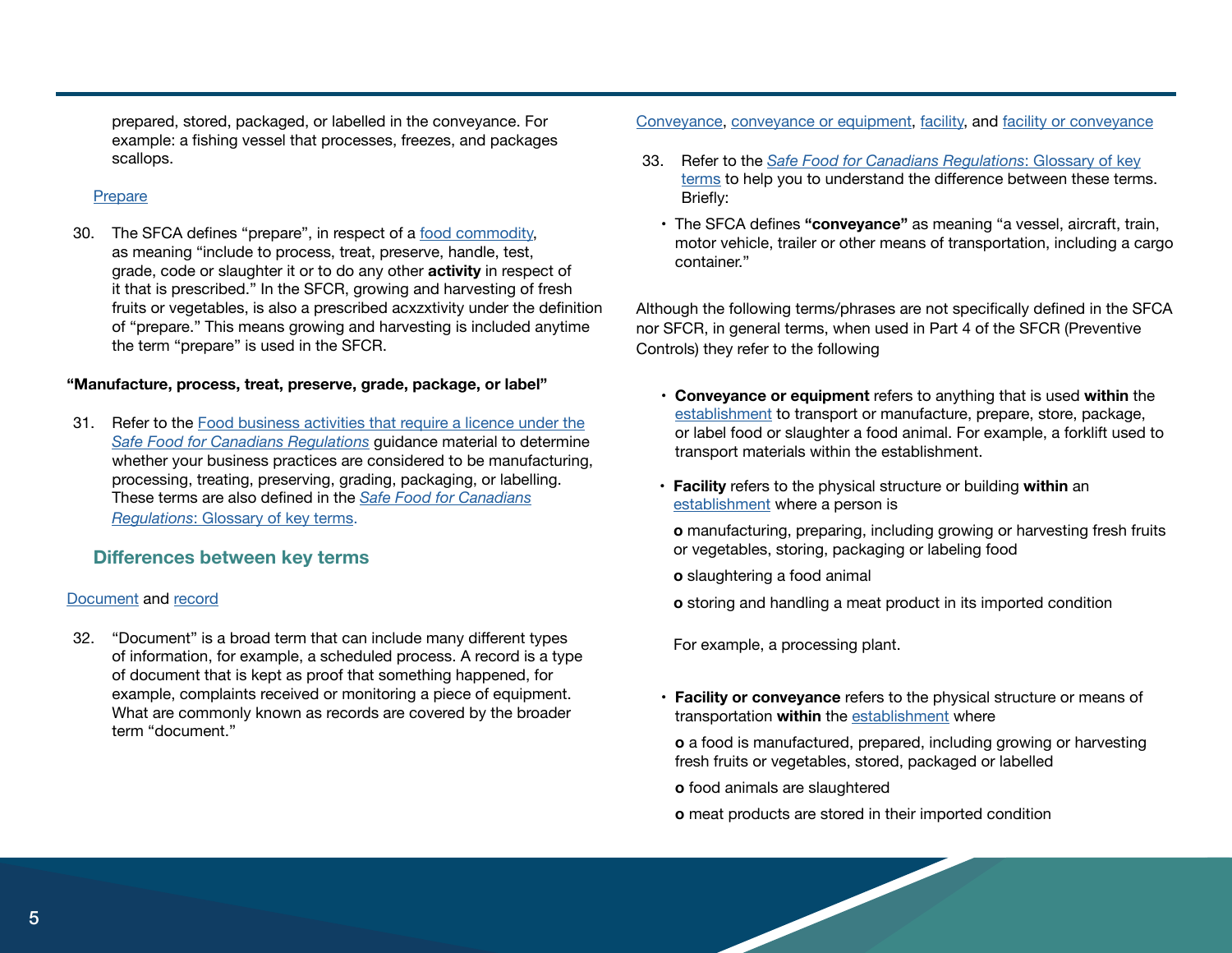prepared, stored, packaged, or labelled in the conveyance. For example: a fishing vessel that processes, freezes, and packages scallops.

Prepare

30. The SFCA defines "prepare", in respect of a food commodity, as meaning "include to process, treat, preserve, handle, test, grade, code or slaughter it or to do any other **activity** in respect of it that is prescribed." In the SFCR, growing and harvesting of fresh fruits or vegetables, is also a prescribed acxzxtivity under the definition of "prepare." This means growing and harvesting is included anytime the term "prepare" is used in the SFCR.

**"Manufacture, process, treat, preserve, grade, package, or label"**

31. Refer to the Food business activities that require a licence under the *Safe Food for Canadians Regulations* guidance material to determine whether your business practices are considered to be manufacturing, processing, treating, preserving, grading, packaging, or labelling. These terms are also defined in the *Safe Food for Canadians Regulations*: Glossary of key terms.

## Differences between key terms

Document and record

32. "Document" is a broad term that can include many different types of information, for example, a scheduled process. A record is a type of document that is kept as proof that something happened, for example, complaints received or monitoring a piece of equipment. What are commonly known as records are covered by the broader term "document."

Conveyance, conveyance or equipment, facility, and facility or conveyance

33. Refer to the *Safe Food for Canadians Regulations*: Glossary of key terms to help you to understand the difference between these terms. Briefly:

- The SFCA defines **"conveyance"** as meaning "a vessel, aircraft, train, motor vehicle, trailer or other means of transportation, including a cargo container."

Although the following terms/phrases are not specifically defined in the SFCA nor SFCR, in general terms, when used in Part 4 of the SFCR (Preventive Controls) they refer to the following

- **Conveyance or equipment** refers to anything that is used **within** the establishment to transport or manufacture, prepare, store, package, or label food or slaughter a food animal. For example, a forklift used to transport materials within the establishment.

- **Facility** refers to the physical structure or building **within** an establishment where a person is

  - manufacturing, preparing, including growing or harvesting fresh fruits or vegetables, storing, packaging or labeling food
  - slaughtering a food animal
  - storing and handling a meat product in its imported condition

  For example, a processing plant.

- **Facility or conveyance** refers to the physical structure or means of transportation **within** the establishment where

  - a food is manufactured, prepared, including growing or harvesting fresh fruits or vegetables, stored, packaged or labelled
  - food animals are slaughtered
  - meat products are stored in their imported condition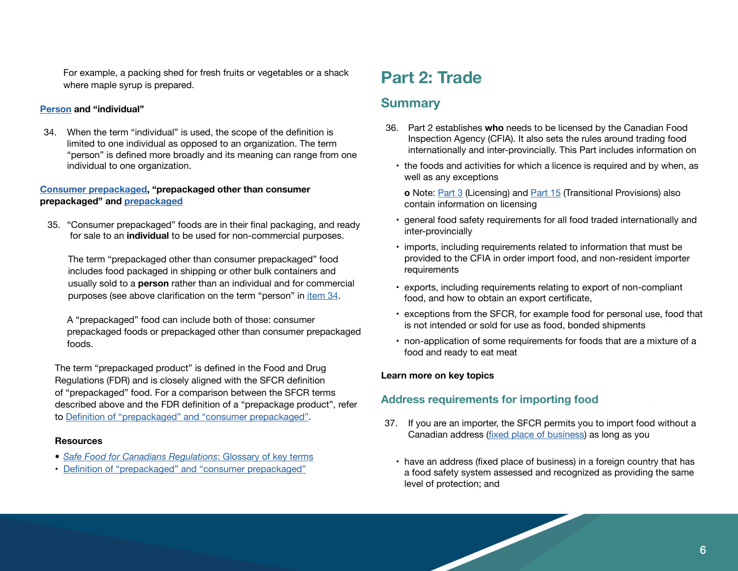For example, a packing shed for fresh fruits or vegetables or a shack where maple syrup is prepared.

**Person and "individual"**

34. When the term "individual" is used, the scope of the definition is limited to one individual as opposed to an organization. The term "person" is defined more broadly and its meaning can range from one individual to one organization.

**Consumer prepackaged, "prepackaged other than consumer prepackaged" and prepackaged**

35. "Consumer prepackaged" foods are in their final packaging, and ready for sale to an **individual** to be used for non-commercial purposes.

    The term "prepackaged other than consumer prepackaged" food includes food packaged in shipping or other bulk containers and usually sold to a **person** rather than an individual and for commercial purposes (see above clarification on the term "person" in item 34.

    A "prepackaged" food can include both of those: consumer prepackaged foods or prepackaged other than consumer prepackaged foods.

The term "prepackaged product" is defined in the Food and Drug Regulations (FDR) and is closely aligned with the SFCR definition of "prepackaged" food. For a comparison between the SFCR terms described above and the FDR definition of a "prepackage product", refer to Definition of "prepackaged" and "consumer prepackaged".

**Resources**

- *Safe Food for Canadians Regulations*: Glossary of key terms
- Definition of "prepackaged" and "consumer prepackaged"

# Part 2: Trade

## Summary

36. Part 2 establishes **who** needs to be licensed by the Canadian Food Inspection Agency (CFIA). It also sets the rules around trading food internationally and inter-provincially. This Part includes information on

- the foods and activities for which a licence is required and by when, as well as any exceptions

  o Note: Part 3 (Licensing) and Part 15 (Transitional Provisions) also contain information on licensing

- general food safety requirements for all food traded internationally and inter-provincially
- imports, including requirements related to information that must be provided to the CFIA in order import food, and non-resident importer requirements
- exports, including requirements relating to export of non-compliant food, and how to obtain an export certificate,
- exceptions from the SFCR, for example food for personal use, food that is not intended or sold for use as food, bonded shipments
- non-application of some requirements for foods that are a mixture of a food and ready to eat meat

**Learn more on key topics**

### Address requirements for importing food

37. If you are an importer, the SFCR permits you to import food without a Canadian address (fixed place of business) as long as you

- have an address (fixed place of business) in a foreign country that has a food safety system assessed and recognized as providing the same level of protection; and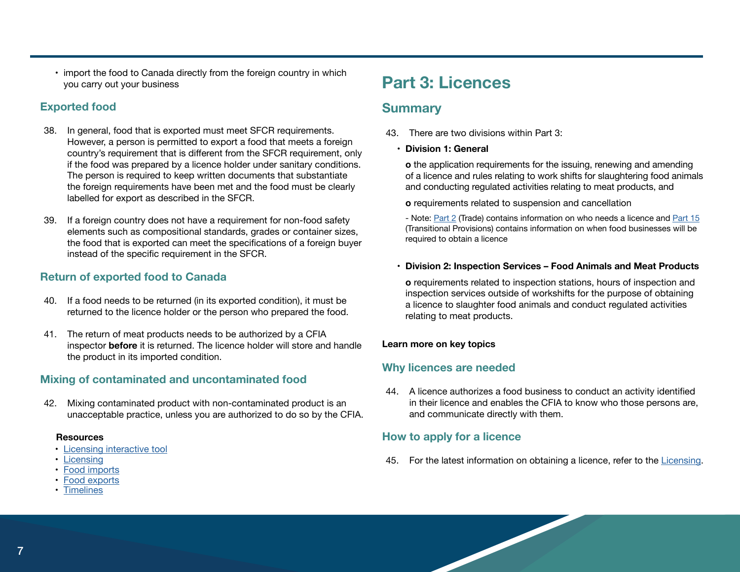- import the food to Canada directly from the foreign country in which you carry out your business

### Exported food

38. In general, food that is exported must meet SFCR requirements. However, a person is permitted to export a food that meets a foreign country's requirement that is different from the SFCR requirement, only if the food was prepared by a licence holder under sanitary conditions. The person is required to keep written documents that substantiate the foreign requirements have been met and the food must be clearly labelled for export as described in the SFCR.

39. If a foreign country does not have a requirement for non-food safety elements such as compositional standards, grades or container sizes, the food that is exported can meet the specifications of a foreign buyer instead of the specific requirement in the SFCR.

### Return of exported food to Canada

40. If a food needs to be returned (in its exported condition), it must be returned to the licence holder or the person who prepared the food.

41. The return of meat products needs to be authorized by a CFIA inspector **before** it is returned. The licence holder will store and handle the product in its imported condition.

### Mixing of contaminated and uncontaminated food

42. Mixing contaminated product with non-contaminated product is an unacceptable practice, unless you are authorized to do so by the CFIA.

**Resources**

- Licensing interactive tool
- Licensing
- Food imports
- Food exports
- Timelines

# Part 3: Licences

## Summary

43. There are two divisions within Part 3:

- **Division 1: General**

  **o** the application requirements for the issuing, renewing and amending of a licence and rules relating to work shifts for slaughtering food animals and conducting regulated activities relating to meat products, and

  **o** requirements related to suspension and cancellation

  - Note: Part 2 (Trade) contains information on who needs a licence and Part 15 (Transitional Provisions) contains information on when food businesses will be required to obtain a licence

- **Division 2: Inspection Services – Food Animals and Meat Products**

  **o** requirements related to inspection stations, hours of inspection and inspection services outside of workshifts for the purpose of obtaining a licence to slaughter food animals and conduct regulated activities relating to meat products.

**Learn more on key topics**

### Why licences are needed

44. A licence authorizes a food business to conduct an activity identified in their licence and enables the CFIA to know who those persons are, and communicate directly with them.

### How to apply for a licence

45. For the latest information on obtaining a licence, refer to the Licensing.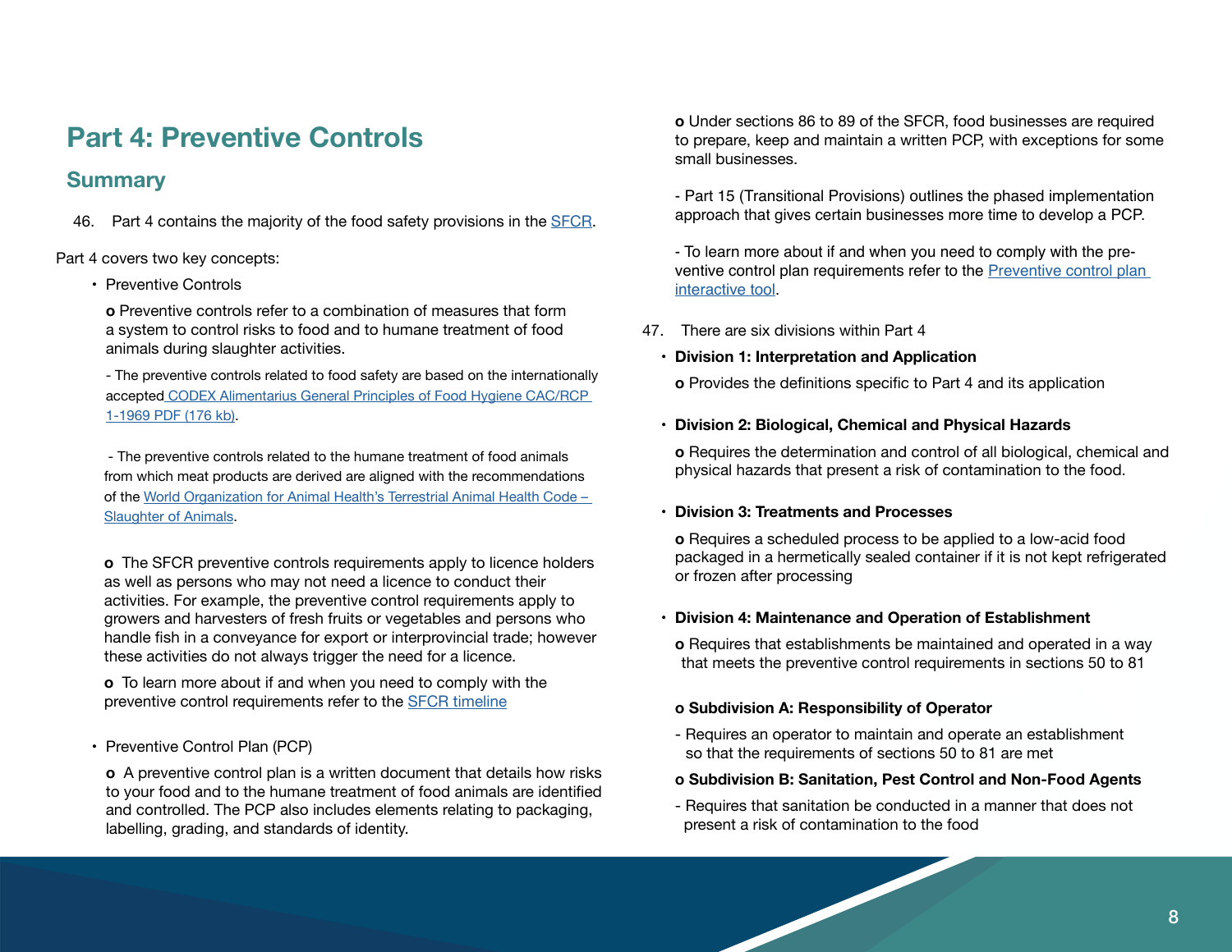# Part 4: Preventive Controls

## Summary

46. Part 4 contains the majority of the food safety provisions in the SFCR.

Part 4 covers two key concepts:

- Preventive Controls
  - o Preventive controls refer to a combination of measures that form a system to control risks to food and to humane treatment of food animals during slaughter activities.
    - - The preventive controls related to food safety are based on the internationally accepted CODEX Alimentarius General Principles of Food Hygiene CAC/RCP 1-1969 PDF (176 kb).
    - - The preventive controls related to the humane treatment of food animals from which meat products are derived are aligned with the recommendations of the World Organization for Animal Health's Terrestrial Animal Health Code – Slaughter of Animals.
  - o The SFCR preventive controls requirements apply to licence holders as well as persons who may not need a licence to conduct their activities. For example, the preventive control requirements apply to growers and harvesters of fresh fruits or vegetables and persons who handle fish in a conveyance for export or interprovincial trade; however these activities do not always trigger the need for a licence.
  - o To learn more about if and when you need to comply with the preventive control requirements refer to the SFCR timeline
- Preventive Control Plan (PCP)
  - o A preventive control plan is a written document that details how risks to your food and to the humane treatment of food animals are identified and controlled. The PCP also includes elements relating to packaging, labelling, grading, and standards of identity.
  - o Under sections 86 to 89 of the SFCR, food businesses are required to prepare, keep and maintain a written PCP, with exceptions for some small businesses.
    - - Part 15 (Transitional Provisions) outlines the phased implementation approach that gives certain businesses more time to develop a PCP.
    - - To learn more about if and when you need to comply with the preventive control plan requirements refer to the Preventive control plan interactive tool.

47. There are six divisions within Part 4

- **Division 1: Interpretation and Application**
  - o Provides the definitions specific to Part 4 and its application
- **Division 2: Biological, Chemical and Physical Hazards**
  - o Requires the determination and control of all biological, chemical and physical hazards that present a risk of contamination to the food.
- **Division 3: Treatments and Processes**
  - o Requires a scheduled process to be applied to a low-acid food packaged in a hermetically sealed container if it is not kept refrigerated or frozen after processing
- **Division 4: Maintenance and Operation of Establishment**
  - o Requires that establishments be maintained and operated in a way that meets the preventive control requirements in sections 50 to 81
  - **o Subdivision A: Responsibility of Operator**
    - - Requires an operator to maintain and operate an establishment so that the requirements of sections 50 to 81 are met
  - **o Subdivision B: Sanitation, Pest Control and Non-Food Agents**
    - - Requires that sanitation be conducted in a manner that does not present a risk of contamination to the food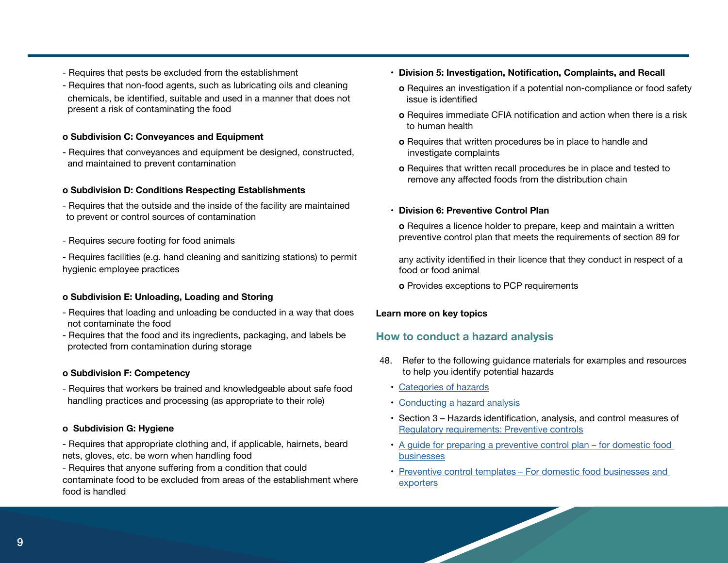- Requires that pests be excluded from the establishment
- Requires that non-food agents, such as lubricating oils and cleaning chemicals, be identified, suitable and used in a manner that does not present a risk of contaminating the food

**o Subdivision C: Conveyances and Equipment**

- Requires that conveyances and equipment be designed, constructed, and maintained to prevent contamination

**o Subdivision D: Conditions Respecting Establishments**

- Requires that the outside and the inside of the facility are maintained to prevent or control sources of contamination

- Requires secure footing for food animals

- Requires facilities (e.g. hand cleaning and sanitizing stations) to permit hygienic employee practices

**o Subdivision E: Unloading, Loading and Storing**

- Requires that loading and unloading be conducted in a way that does not contaminate the food
- Requires that the food and its ingredients, packaging, and labels be protected from contamination during storage

**o Subdivision F: Competency**

- Requires that workers be trained and knowledgeable about safe food handling practices and processing (as appropriate to their role)

**o Subdivision G: Hygiene**

- Requires that appropriate clothing and, if applicable, hairnets, beard nets, gloves, etc. be worn when handling food
- Requires that anyone suffering from a condition that could contaminate food to be excluded from areas of the establishment where food is handled

- **Division 5: Investigation, Notification, Complaints, and Recall**
  - o Requires an investigation if a potential non-compliance or food safety issue is identified
  - o Requires immediate CFIA notification and action when there is a risk to human health
  - o Requires that written procedures be in place to handle and investigate complaints
  - o Requires that written recall procedures be in place and tested to remove any affected foods from the distribution chain

- **Division 6: Preventive Control Plan**
  - o Requires a licence holder to prepare, keep and maintain a written preventive control plan that meets the requirements of section 89 for any activity identified in their licence that they conduct in respect of a food or food animal
  - o Provides exceptions to PCP requirements

**Learn more on key topics**

## How to conduct a hazard analysis

48. Refer to the following guidance materials for examples and resources to help you identify potential hazards
    - Categories of hazards
    - Conducting a hazard analysis
    - Section 3 – Hazards identification, analysis, and control measures of Regulatory requirements: Preventive controls
    - A guide for preparing a preventive control plan – for domestic food businesses
    - Preventive control templates – For domestic food businesses and exporters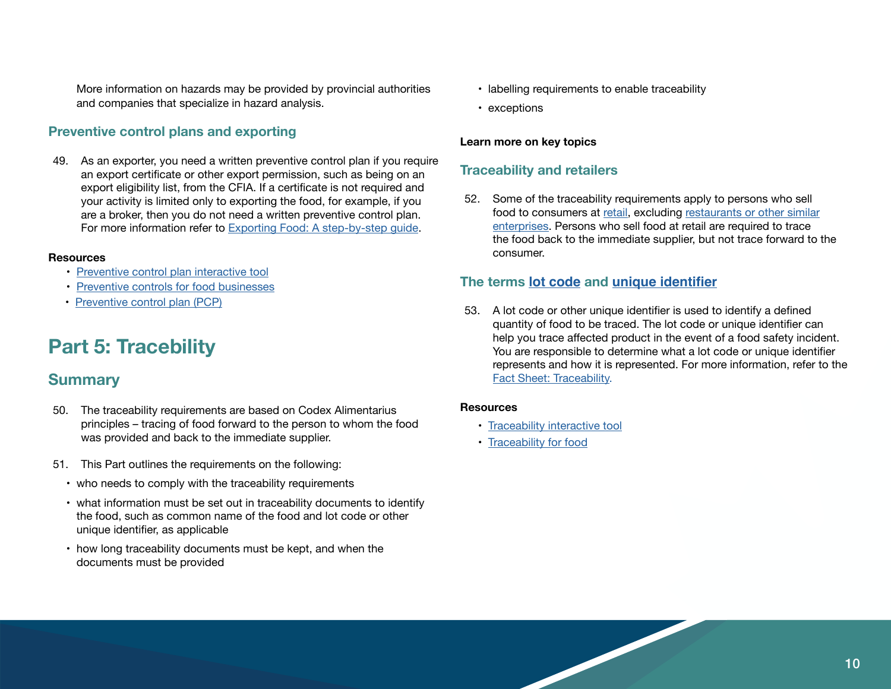More information on hazards may be provided by provincial authorities and companies that specialize in hazard analysis.

### Preventive control plans and exporting

49. As an exporter, you need a written preventive control plan if you require an export certificate or other export permission, such as being on an export eligibility list, from the CFIA. If a certificate is not required and your activity is limited only to exporting the food, for example, if you are a broker, then you do not need a written preventive control plan. For more information refer to Exporting Food: A step-by-step guide.

**Resources**

- Preventive control plan interactive tool
- Preventive controls for food businesses
- Preventive control plan (PCP)

# Part 5: Tracebility

## Summary

50. The traceability requirements are based on Codex Alimentarius principles – tracing of food forward to the person to whom the food was provided and back to the immediate supplier.

51. This Part outlines the requirements on the following:
    - who needs to comply with the traceability requirements
    - what information must be set out in traceability documents to identify the food, such as common name of the food and lot code or other unique identifier, as applicable
    - how long traceability documents must be kept, and when the documents must be provided
    - labelling requirements to enable traceability
    - exceptions

**Learn more on key topics**

### Traceability and retailers

52. Some of the traceability requirements apply to persons who sell food to consumers at retail, excluding restaurants or other similar enterprises. Persons who sell food at retail are required to trace the food back to the immediate supplier, but not trace forward to the consumer.

### The terms lot code and unique identifier

53. A lot code or other unique identifier is used to identify a defined quantity of food to be traced. The lot code or unique identifier can help you trace affected product in the event of a food safety incident. You are responsible to determine what a lot code or unique identifier represents and how it is represented. For more information, refer to the Fact Sheet: Traceability.

**Resources**

- Traceability interactive tool
- Traceability for food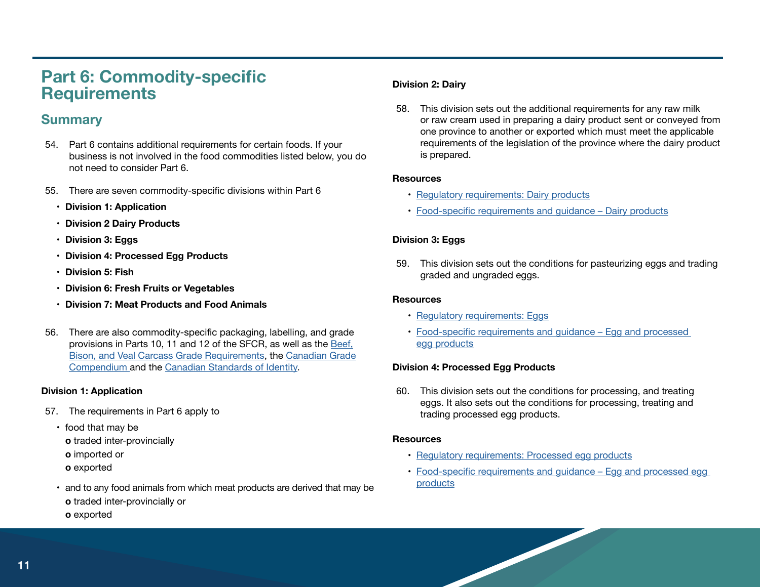# Part 6: Commodity-specific Requirements

## Summary

54. Part 6 contains additional requirements for certain foods. If your business is not involved in the food commodities listed below, you do not need to consider Part 6.

55. There are seven commodity-specific divisions within Part 6

- **Division 1: Application**
- **Division 2 Dairy Products**
- **Division 3: Eggs**
- **Division 4: Processed Egg Products**
- **Division 5: Fish**
- **Division 6: Fresh Fruits or Vegetables**
- **Division 7: Meat Products and Food Animals**

56. There are also commodity-specific packaging, labelling, and grade provisions in Parts 10, 11 and 12 of the SFCR, as well as the Beef, Bison, and Veal Carcass Grade Requirements, the Canadian Grade Compendium and the Canadian Standards of Identity.

**Division 1: Application**

57. The requirements in Part 6 apply to

- food that may be
  - traded inter-provincially
  - imported or
  - exported
- and to any food animals from which meat products are derived that may be
  - traded inter-provincially or
  - exported

**Division 2: Dairy**

58. This division sets out the additional requirements for any raw milk or raw cream used in preparing a dairy product sent or conveyed from one province to another or exported which must meet the applicable requirements of the legislation of the province where the dairy product is prepared.

**Resources**

- Regulatory requirements: Dairy products
- Food-specific requirements and guidance – Dairy products

**Division 3: Eggs**

59. This division sets out the conditions for pasteurizing eggs and trading graded and ungraded eggs.

**Resources**

- Regulatory requirements: Eggs
- Food-specific requirements and guidance – Egg and processed egg products

**Division 4: Processed Egg Products**

60. This division sets out the conditions for processing, and treating eggs. It also sets out the conditions for processing, treating and trading processed egg products.

**Resources**

- Regulatory requirements: Processed egg products
- Food-specific requirements and guidance – Egg and processed egg products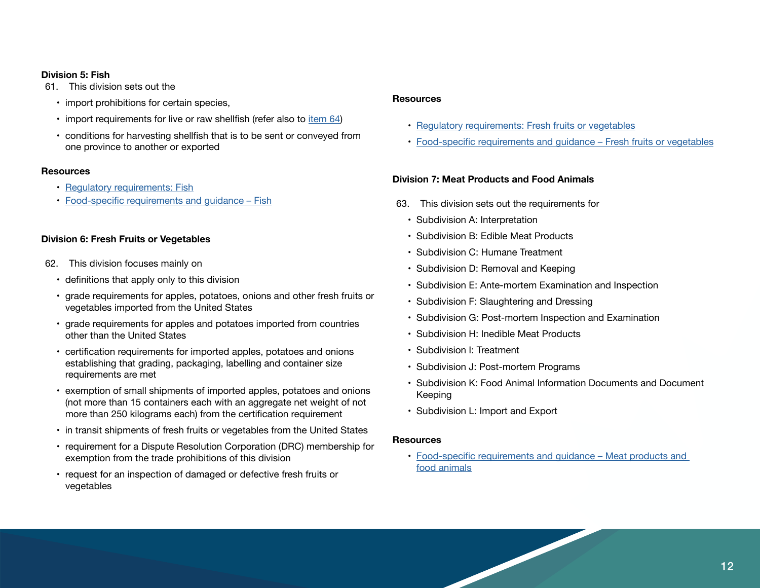### Division 5: Fish

61. This division sets out the
    - import prohibitions for certain species,
    - import requirements for live or raw shellfish (refer also to item 64)
    - conditions for harvesting shellfish that is to be sent or conveyed from one province to another or exported

#### Resources

- Regulatory requirements: Fish
- Food-specific requirements and guidance – Fish

### Division 6: Fresh Fruits or Vegetables

62. This division focuses mainly on
    - definitions that apply only to this division
    - grade requirements for apples, potatoes, onions and other fresh fruits or vegetables imported from the United States
    - grade requirements for apples and potatoes imported from countries other than the United States
    - certification requirements for imported apples, potatoes and onions establishing that grading, packaging, labelling and container size requirements are met
    - exemption of small shipments of imported apples, potatoes and onions (not more than 15 containers each with an aggregate net weight of not more than 250 kilograms each) from the certification requirement
    - in transit shipments of fresh fruits or vegetables from the United States
    - requirement for a Dispute Resolution Corporation (DRC) membership for exemption from the trade prohibitions of this division
    - request for an inspection of damaged or defective fresh fruits or vegetables

#### Resources

- Regulatory requirements: Fresh fruits or vegetables
- Food-specific requirements and guidance – Fresh fruits or vegetables

### Division 7: Meat Products and Food Animals

63. This division sets out the requirements for
    - Subdivision A: Interpretation
    - Subdivision B: Edible Meat Products
    - Subdivision C: Humane Treatment
    - Subdivision D: Removal and Keeping
    - Subdivision E: Ante-mortem Examination and Inspection
    - Subdivision F: Slaughtering and Dressing
    - Subdivision G: Post-mortem Inspection and Examination
    - Subdivision H: Inedible Meat Products
    - Subdivision I: Treatment
    - Subdivision J: Post-mortem Programs
    - Subdivision K: Food Animal Information Documents and Document Keeping
    - Subdivision L: Import and Export

#### Resources

- Food-specific requirements and guidance – Meat products and food animals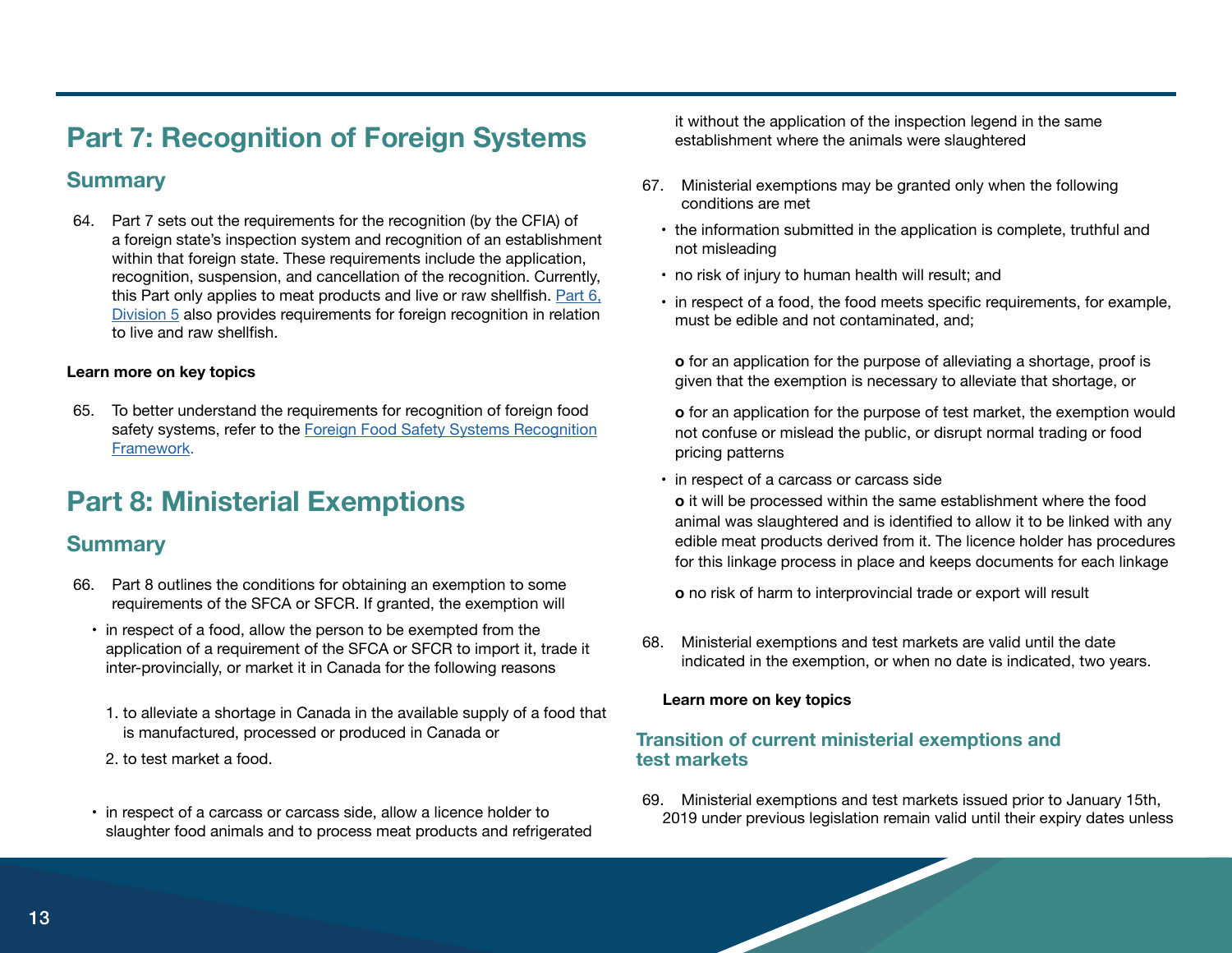# Part 7: Recognition of Foreign Systems

## Summary

64. Part 7 sets out the requirements for the recognition (by the CFIA) of a foreign state's inspection system and recognition of an establishment within that foreign state. These requirements include the application, recognition, suspension, and cancellation of the recognition. Currently, this Part only applies to meat products and live or raw shellfish. [Part 6, Division 5](#) also provides requirements for foreign recognition in relation to live and raw shellfish.

**Learn more on key topics**

65. To better understand the requirements for recognition of foreign food safety systems, refer to the [Foreign Food Safety Systems Recognition Framework](#).

# Part 8: Ministerial Exemptions

## Summary

66. Part 8 outlines the conditions for obtaining an exemption to some requirements of the SFCA or SFCR. If granted, the exemption will

- in respect of a food, allow the person to be exempted from the application of a requirement of the SFCA or SFCR to import it, trade it inter-provincially, or market it in Canada for the following reasons

  1. to alleviate a shortage in Canada in the available supply of a food that is manufactured, processed or produced in Canada or
  2. to test market a food.

- in respect of a carcass or carcass side, allow a licence holder to slaughter food animals and to process meat products and refrigerated it without the application of the inspection legend in the same establishment where the animals were slaughtered

67. Ministerial exemptions may be granted only when the following conditions are met

- the information submitted in the application is complete, truthful and not misleading
- no risk of injury to human health will result; and
- in respect of a food, the food meets specific requirements, for example, must be edible and not contaminated, and;

  **o** for an application for the purpose of alleviating a shortage, proof is given that the exemption is necessary to alleviate that shortage, or

  **o** for an application for the purpose of test market, the exemption would not confuse or mislead the public, or disrupt normal trading or food pricing patterns

- in respect of a carcass or carcass side

  **o** it will be processed within the same establishment where the food animal was slaughtered and is identified to allow it to be linked with any edible meat products derived from it. The licence holder has procedures for this linkage process in place and keeps documents for each linkage

  **o** no risk of harm to interprovincial trade or export will result

68. Ministerial exemptions and test markets are valid until the date indicated in the exemption, or when no date is indicated, two years.

**Learn more on key topics**

### Transition of current ministerial exemptions and test markets

69. Ministerial exemptions and test markets issued prior to January 15th, 2019 under previous legislation remain valid until their expiry dates unless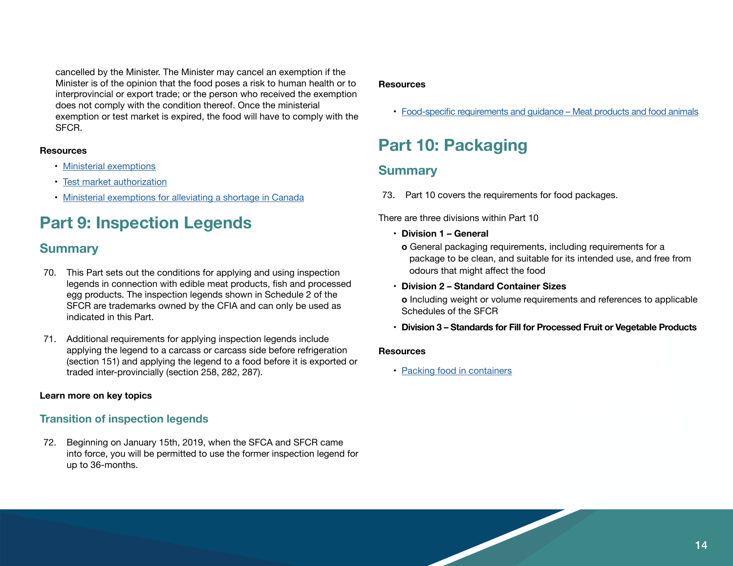cancelled by the Minister. The Minister may cancel an exemption if the Minister is of the opinion that the food poses a risk to human health or to interprovincial or export trade; or the person who received the exemption does not comply with the condition thereof. Once the ministerial exemption or test market is expired, the food will have to comply with the SFCR.

**Resources**

- Ministerial exemptions
- Test market authorization
- Ministerial exemptions for alleviating a shortage in Canada

# Part 9: Inspection Legends

## Summary

70. This Part sets out the conditions for applying and using inspection legends in connection with edible meat products, fish and processed egg products. The inspection legends shown in Schedule 2 of the SFCR are trademarks owned by the CFIA and can only be used as indicated in this Part.

71. Additional requirements for applying inspection legends include applying the legend to a carcass or carcass side before refrigeration (section 151) and applying the legend to a food before it is exported or traded inter-provincially (section 258, 282, 287).

**Learn more on key topics**

### Transition of inspection legends

72. Beginning on January 15th, 2019, when the SFCA and SFCR came into force, you will be permitted to use the former inspection legend for up to 36-months.

**Resources**

- Food-specific requirements and guidance – Meat products and food animals

# Part 10: Packaging

## Summary

73. Part 10 covers the requirements for food packages.

There are three divisions within Part 10

- **Division 1 – General**
  - General packaging requirements, including requirements for a package to be clean, and suitable for its intended use, and free from odours that might affect the food
- **Division 2 – Standard Container Sizes**
  - Including weight or volume requirements and references to applicable Schedules of the SFCR
- **Division 3 – Standards for Fill for Processed Fruit or Vegetable Products**

**Resources**

- Packing food in containers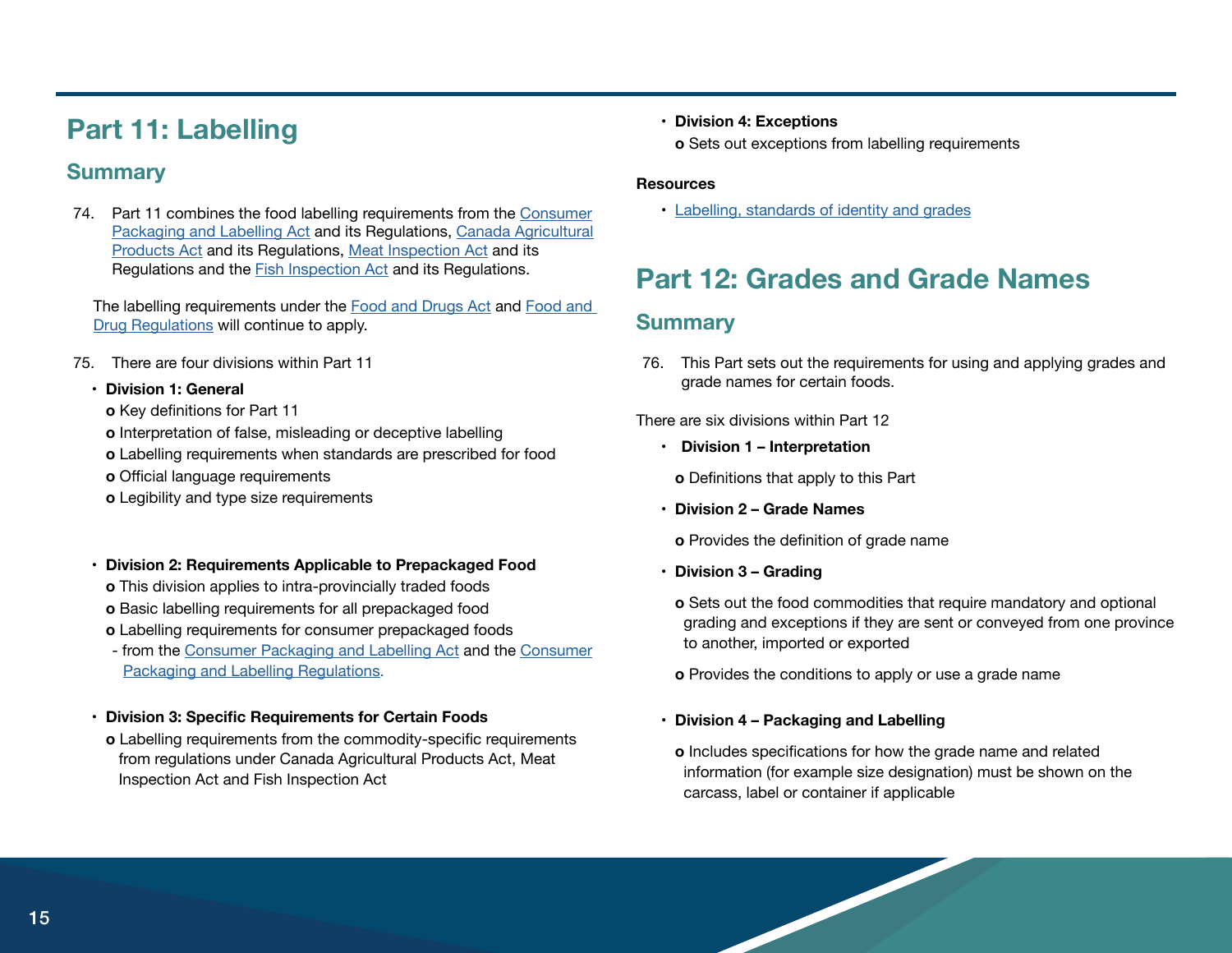## Part 11: Labelling

### Summary

74. Part 11 combines the food labelling requirements from the Consumer Packaging and Labelling Act and its Regulations, Canada Agricultural Products Act and its Regulations, Meat Inspection Act and its Regulations and the Fish Inspection Act and its Regulations.

    The labelling requirements under the Food and Drugs Act and Food and Drug Regulations will continue to apply.

75. There are four divisions within Part 11

- **Division 1: General**
  - Key definitions for Part 11
  - Interpretation of false, misleading or deceptive labelling
  - Labelling requirements when standards are prescribed for food
  - Official language requirements
  - Legibility and type size requirements

- **Division 2: Requirements Applicable to Prepackaged Food**
  - This division applies to intra-provincially traded foods
  - Basic labelling requirements for all prepackaged food
  - Labelling requirements for consumer prepackaged foods
    - from the Consumer Packaging and Labelling Act and the Consumer Packaging and Labelling Regulations.

- **Division 3: Specific Requirements for Certain Foods**
  - Labelling requirements from the commodity-specific requirements from regulations under Canada Agricultural Products Act, Meat Inspection Act and Fish Inspection Act

- **Division 4: Exceptions**
  - Sets out exceptions from labelling requirements

**Resources**

- Labelling, standards of identity and grades

## Part 12: Grades and Grade Names

### Summary

76. This Part sets out the requirements for using and applying grades and grade names for certain foods.

There are six divisions within Part 12

- **Division 1 – Interpretation**
  - Definitions that apply to this Part

- **Division 2 – Grade Names**
  - Provides the definition of grade name

- **Division 3 – Grading**
  - Sets out the food commodities that require mandatory and optional grading and exceptions if they are sent or conveyed from one province to another, imported or exported
  - Provides the conditions to apply or use a grade name

- **Division 4 – Packaging and Labelling**
  - Includes specifications for how the grade name and related information (for example size designation) must be shown on the carcass, label or container if applicable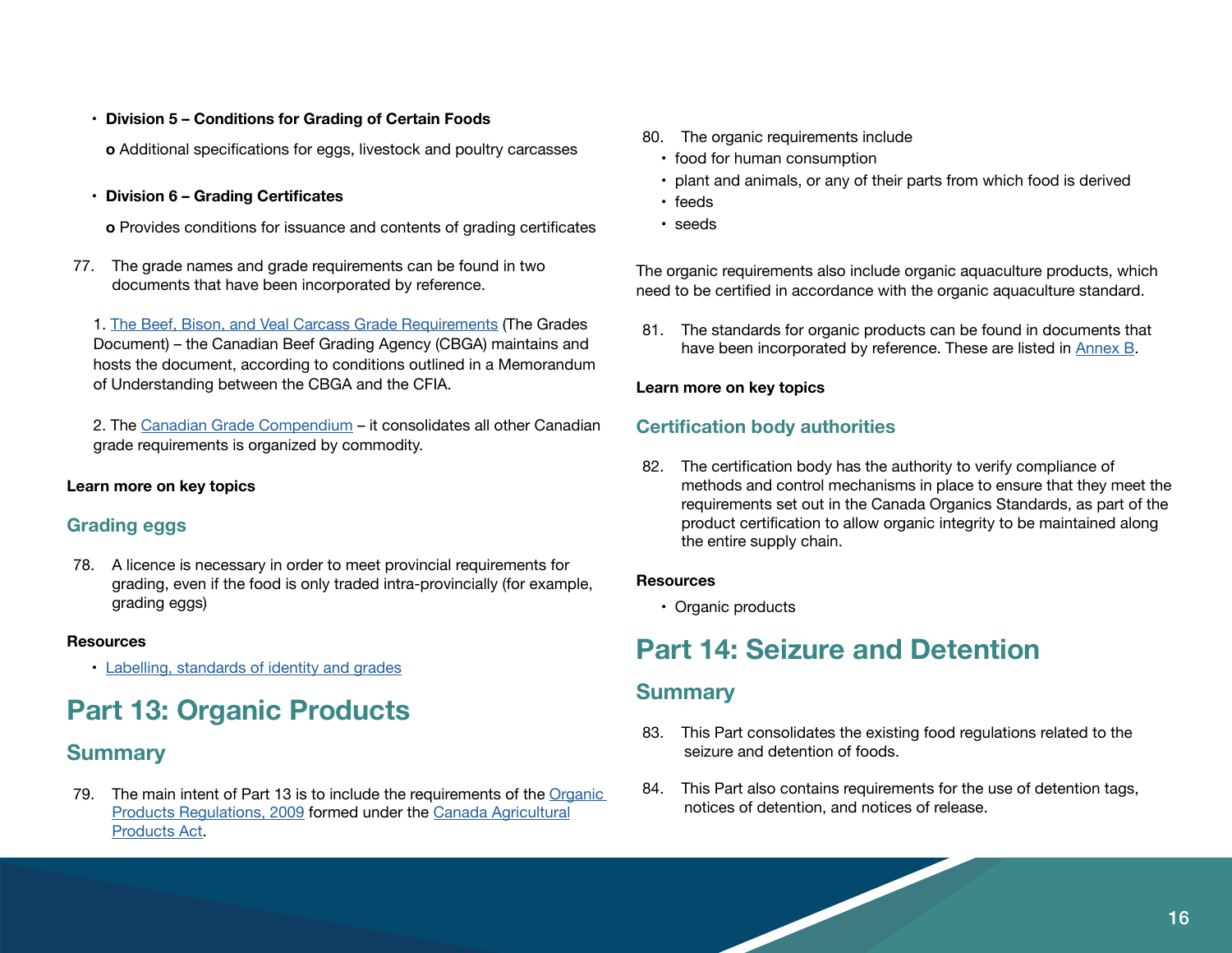- **Division 5 – Conditions for Grading of Certain Foods**
  - Additional specifications for eggs, livestock and poultry carcasses
- **Division 6 – Grading Certificates**
  - Provides conditions for issuance and contents of grading certificates

77. The grade names and grade requirements can be found in two documents that have been incorporated by reference.

1. The Beef, Bison, and Veal Carcass Grade Requirements (The Grades Document) – the Canadian Beef Grading Agency (CBGA) maintains and hosts the document, according to conditions outlined in a Memorandum of Understanding between the CBGA and the CFIA.

2. The Canadian Grade Compendium – it consolidates all other Canadian grade requirements is organized by commodity.

**Learn more on key topics**

### Grading eggs

78. A licence is necessary in order to meet provincial requirements for grading, even if the food is only traded intra-provincially (for example, grading eggs)

**Resources**

- Labelling, standards of identity and grades

## Part 13: Organic Products

### Summary

79. The main intent of Part 13 is to include the requirements of the Organic Products Regulations, 2009 formed under the Canada Agricultural Products Act.

80. The organic requirements include
    - food for human consumption
    - plant and animals, or any of their parts from which food is derived
    - feeds
    - seeds

The organic requirements also include organic aquaculture products, which need to be certified in accordance with the organic aquaculture standard.

81. The standards for organic products can be found in documents that have been incorporated by reference. These are listed in Annex B.

**Learn more on key topics**

### Certification body authorities

82. The certification body has the authority to verify compliance of methods and control mechanisms in place to ensure that they meet the requirements set out in the Canada Organics Standards, as part of the product certification to allow organic integrity to be maintained along the entire supply chain.

**Resources**

- Organic products

## Part 14: Seizure and Detention

### Summary

83. This Part consolidates the existing food regulations related to the seizure and detention of foods.

84. This Part also contains requirements for the use of detention tags, notices of detention, and notices of release.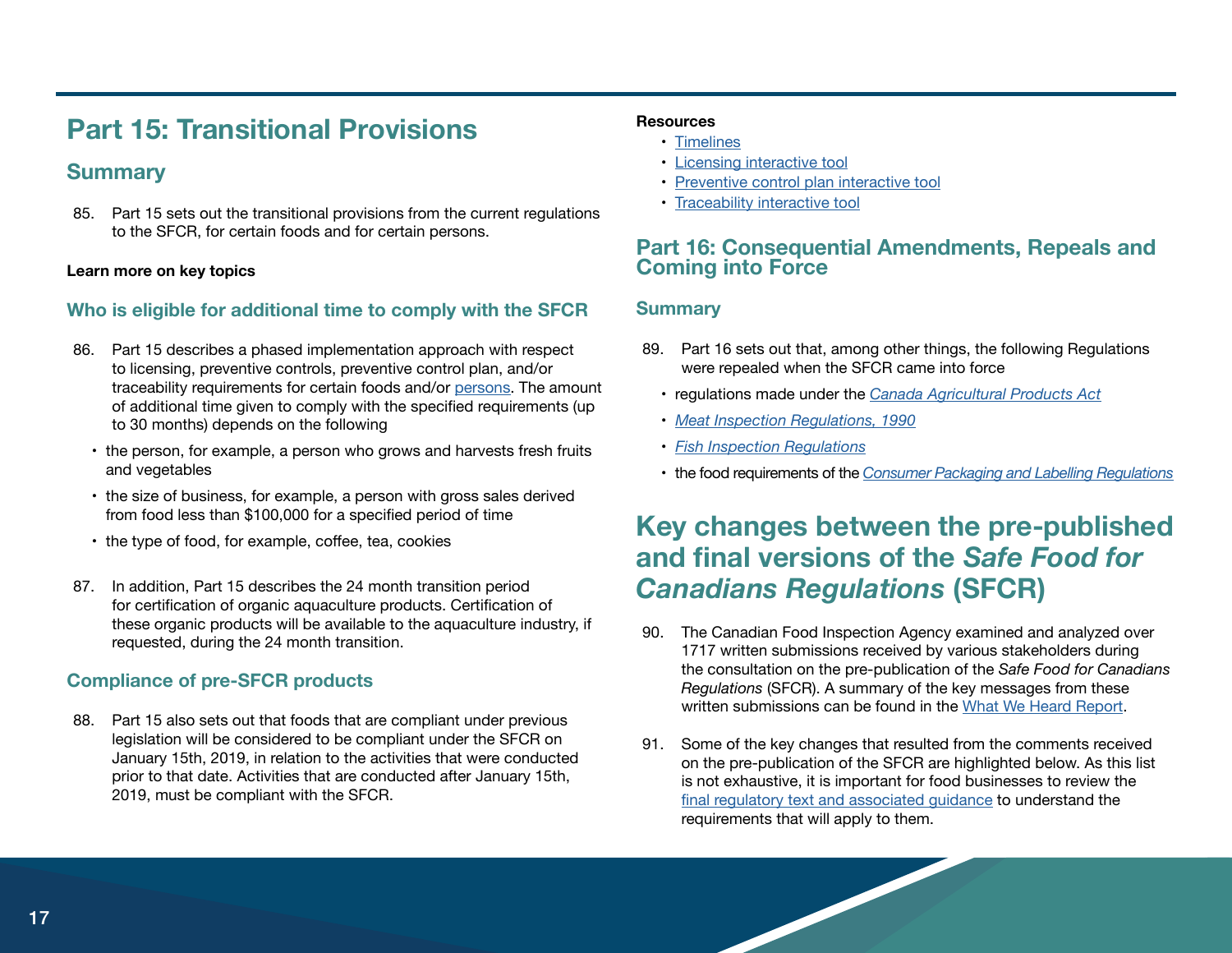## Part 15: Transitional Provisions

### Summary

85. Part 15 sets out the transitional provisions from the current regulations to the SFCR, for certain foods and for certain persons.

**Learn more on key topics**

### Who is eligible for additional time to comply with the SFCR

86. Part 15 describes a phased implementation approach with respect to licensing, preventive controls, preventive control plan, and/or traceability requirements for certain foods and/or persons. The amount of additional time given to comply with the specified requirements (up to 30 months) depends on the following

- the person, for example, a person who grows and harvests fresh fruits and vegetables
- the size of business, for example, a person with gross sales derived from food less than $100,000 for a specified period of time
- the type of food, for example, coffee, tea, cookies

87. In addition, Part 15 describes the 24 month transition period for certification of organic aquaculture products. Certification of these organic products will be available to the aquaculture industry, if requested, during the 24 month transition.

### Compliance of pre-SFCR products

88. Part 15 also sets out that foods that are compliant under previous legislation will be considered to be compliant under the SFCR on January 15th, 2019, in relation to the activities that were conducted prior to that date. Activities that are conducted after January 15th, 2019, must be compliant with the SFCR.

**Resources**

- Timelines
- Licensing interactive tool
- Preventive control plan interactive tool
- Traceability interactive tool

## Part 16: Consequential Amendments, Repeals and Coming into Force

### Summary

89. Part 16 sets out that, among other things, the following Regulations were repealed when the SFCR came into force

- regulations made under the *Canada Agricultural Products Act*
- *Meat Inspection Regulations, 1990*
- *Fish Inspection Regulations*
- the food requirements of the *Consumer Packaging and Labelling Regulations*

## Key changes between the pre-published and final versions of the *Safe Food for Canadians Regulations* (SFCR)

90. The Canadian Food Inspection Agency examined and analyzed over 1717 written submissions received by various stakeholders during the consultation on the pre-publication of the *Safe Food for Canadians Regulations* (SFCR). A summary of the key messages from these written submissions can be found in the What We Heard Report.

91. Some of the key changes that resulted from the comments received on the pre-publication of the SFCR are highlighted below. As this list is not exhaustive, it is important for food businesses to review the final regulatory text and associated guidance to understand the requirements that will apply to them.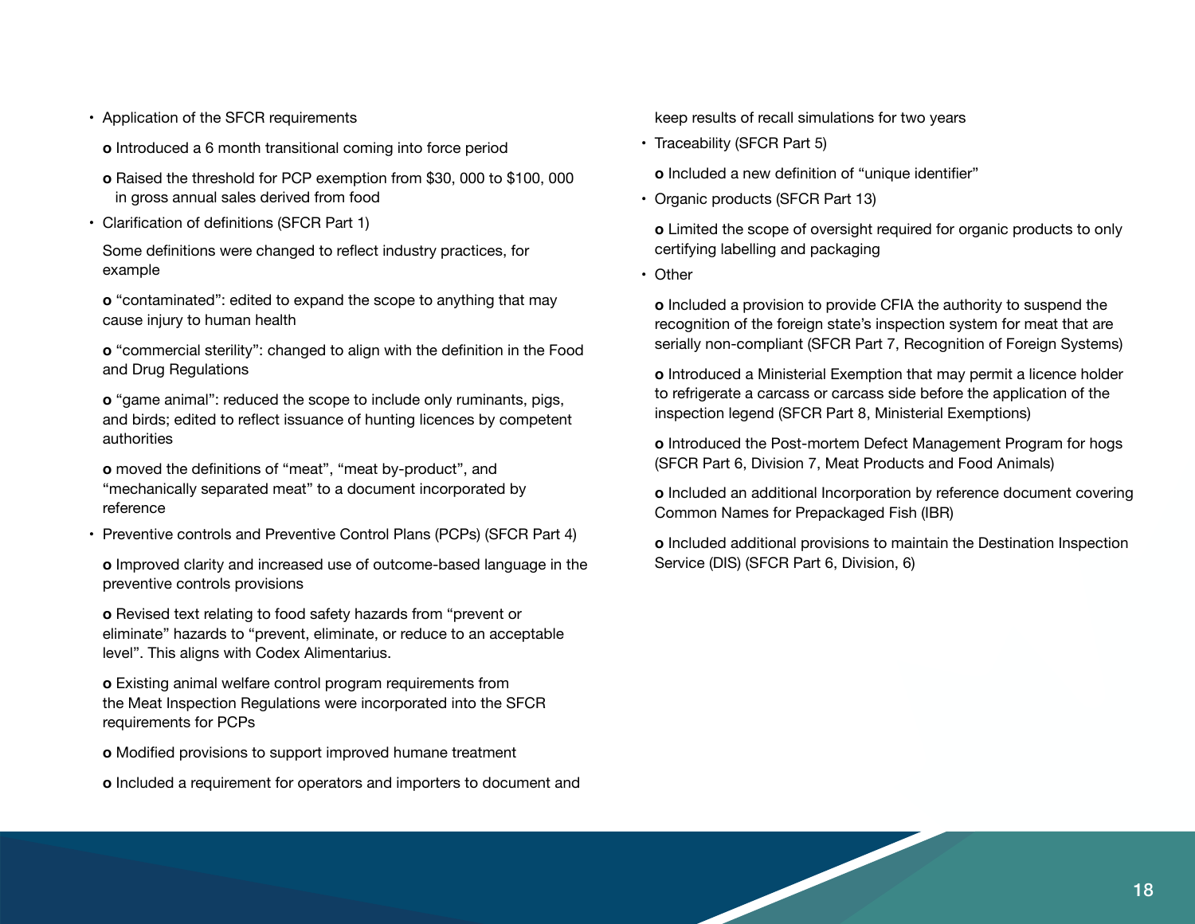- Application of the SFCR requirements

  **o** Introduced a 6 month transitional coming into force period

  **o** Raised the threshold for PCP exemption from $30, 000 to $100, 000 in gross annual sales derived from food

- Clarification of definitions (SFCR Part 1)

  Some definitions were changed to reflect industry practices, for example

  **o** "contaminated": edited to expand the scope to anything that may cause injury to human health

  **o** "commercial sterility": changed to align with the definition in the Food and Drug Regulations

  **o** "game animal": reduced the scope to include only ruminants, pigs, and birds; edited to reflect issuance of hunting licences by competent authorities

  **o** moved the definitions of "meat", "meat by-product", and "mechanically separated meat" to a document incorporated by reference

- Preventive controls and Preventive Control Plans (PCPs) (SFCR Part 4)

  **o** Improved clarity and increased use of outcome-based language in the preventive controls provisions

  **o** Revised text relating to food safety hazards from "prevent or eliminate" hazards to "prevent, eliminate, or reduce to an acceptable level". This aligns with Codex Alimentarius.

  **o** Existing animal welfare control program requirements from the Meat Inspection Regulations were incorporated into the SFCR requirements for PCPs

  **o** Modified provisions to support improved humane treatment

  **o** Included a requirement for operators and importers to document and keep results of recall simulations for two years

- Traceability (SFCR Part 5)

  **o** Included a new definition of "unique identifier"

- Organic products (SFCR Part 13)

  **o** Limited the scope of oversight required for organic products to only certifying labelling and packaging

- Other

  **o** Included a provision to provide CFIA the authority to suspend the recognition of the foreign state's inspection system for meat that are serially non-compliant (SFCR Part 7, Recognition of Foreign Systems)

  **o** Introduced a Ministerial Exemption that may permit a licence holder to refrigerate a carcass or carcass side before the application of the inspection legend (SFCR Part 8, Ministerial Exemptions)

  **o** Introduced the Post-mortem Defect Management Program for hogs (SFCR Part 6, Division 7, Meat Products and Food Animals)

  **o** Included an additional Incorporation by reference document covering Common Names for Prepackaged Fish (IBR)

  **o** Included additional provisions to maintain the Destination Inspection Service (DIS) (SFCR Part 6, Division, 6)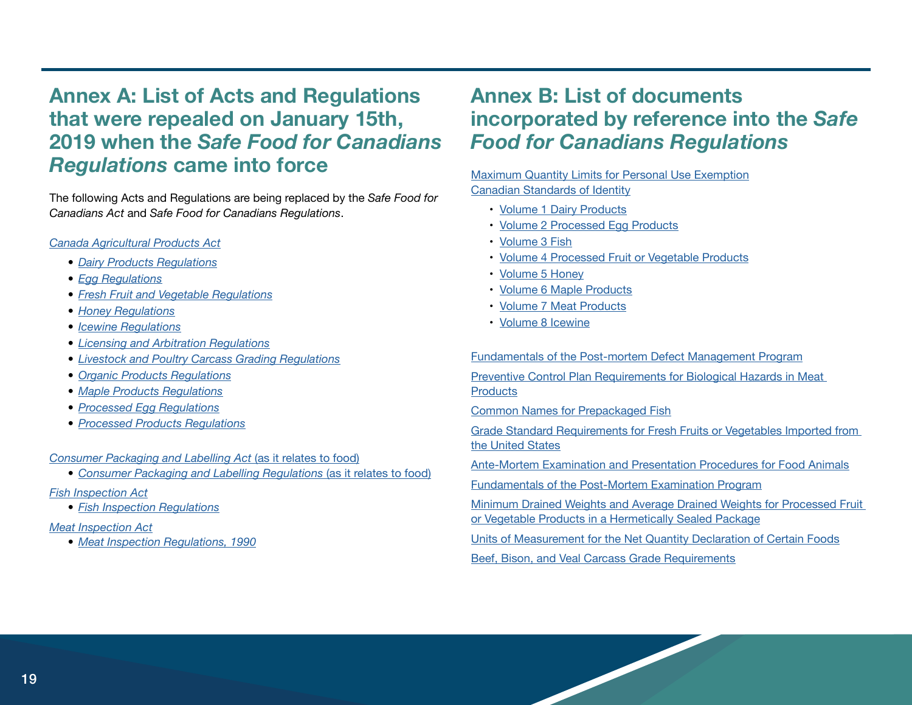# Annex A: List of Acts and Regulations that were repealed on January 15th, 2019 when the *Safe Food for Canadians Regulations* came into force

The following Acts and Regulations are being replaced by the *Safe Food for Canadians Act* and *Safe Food for Canadians Regulations*.

*Canada Agricultural Products Act*

- *Dairy Products Regulations*
- *Egg Regulations*
- *Fresh Fruit and Vegetable Regulations*
- *Honey Regulations*
- *Icewine Regulations*
- *Licensing and Arbitration Regulations*
- *Livestock and Poultry Carcass Grading Regulations*
- *Organic Products Regulations*
- *Maple Products Regulations*
- *Processed Egg Regulations*
- *Processed Products Regulations*

*Consumer Packaging and Labelling Act* (as it relates to food)

- *Consumer Packaging and Labelling Regulations* (as it relates to food)

*Fish Inspection Act*

- *Fish Inspection Regulations*

*Meat Inspection Act*

- *Meat Inspection Regulations, 1990*

# Annex B: List of documents incorporated by reference into the *Safe Food for Canadians Regulations*

Maximum Quantity Limits for Personal Use Exemption

Canadian Standards of Identity

- Volume 1 Dairy Products
- Volume 2 Processed Egg Products
- Volume 3 Fish
- Volume 4 Processed Fruit or Vegetable Products
- Volume 5 Honey
- Volume 6 Maple Products
- Volume 7 Meat Products
- Volume 8 Icewine

Fundamentals of the Post-mortem Defect Management Program

Preventive Control Plan Requirements for Biological Hazards in Meat Products

Common Names for Prepackaged Fish

Grade Standard Requirements for Fresh Fruits or Vegetables Imported from the United States

Ante-Mortem Examination and Presentation Procedures for Food Animals

Fundamentals of the Post-Mortem Examination Program

Minimum Drained Weights and Average Drained Weights for Processed Fruit or Vegetable Products in a Hermetically Sealed Package

Units of Measurement for the Net Quantity Declaration of Certain Foods

Beef, Bison, and Veal Carcass Grade Requirements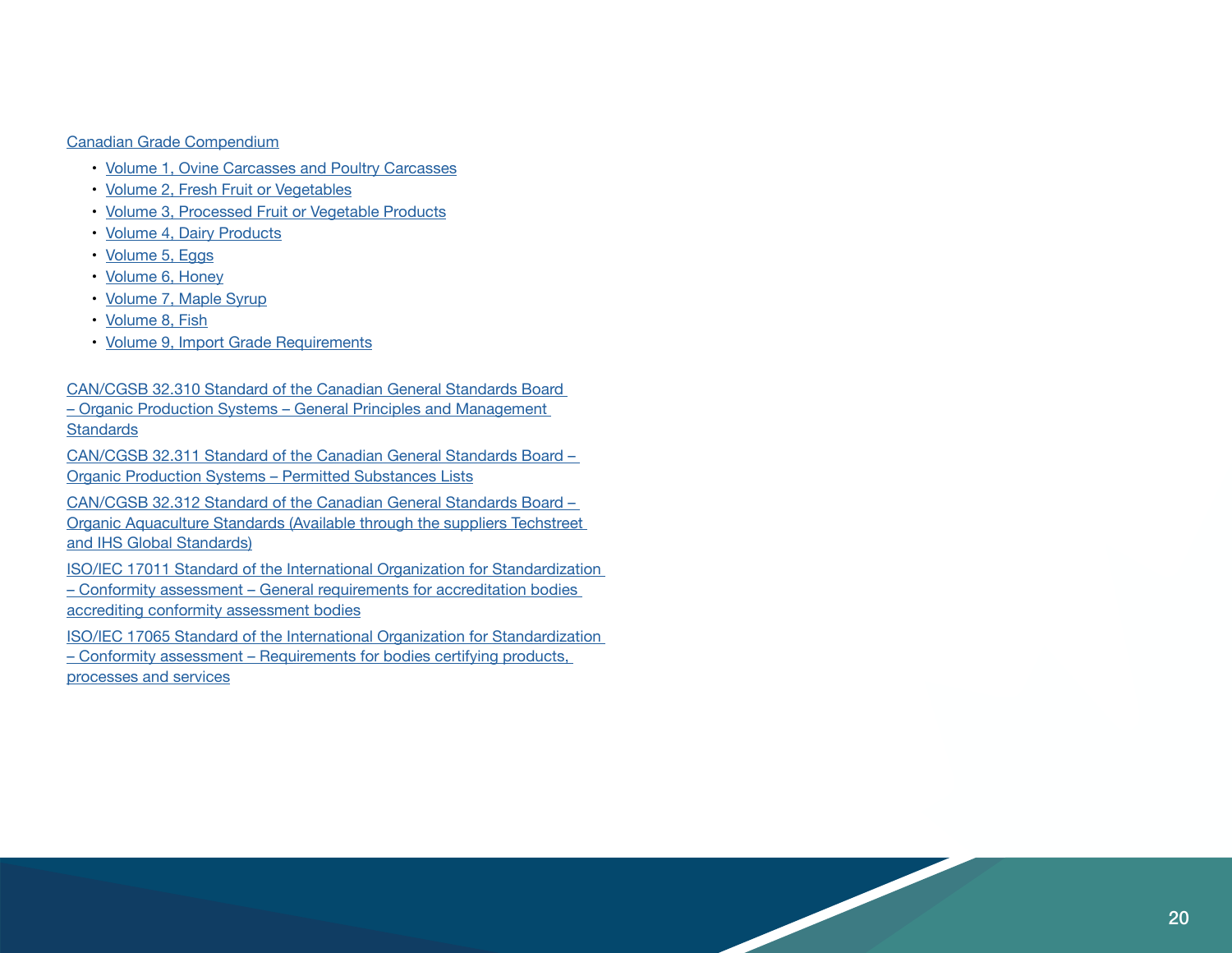Canadian Grade Compendium

- Volume 1, Ovine Carcasses and Poultry Carcasses
- Volume 2, Fresh Fruit or Vegetables
- Volume 3, Processed Fruit or Vegetable Products
- Volume 4, Dairy Products
- Volume 5, Eggs
- Volume 6, Honey
- Volume 7, Maple Syrup
- Volume 8, Fish
- Volume 9, Import Grade Requirements

CAN/CGSB 32.310 Standard of the Canadian General Standards Board – Organic Production Systems – General Principles and Management Standards

CAN/CGSB 32.311 Standard of the Canadian General Standards Board – Organic Production Systems – Permitted Substances Lists

CAN/CGSB 32.312 Standard of the Canadian General Standards Board – Organic Aquaculture Standards (Available through the suppliers Techstreet and IHS Global Standards)

ISO/IEC 17011 Standard of the International Organization for Standardization – Conformity assessment – General requirements for accreditation bodies accrediting conformity assessment bodies

ISO/IEC 17065 Standard of the International Organization for Standardization – Conformity assessment – Requirements for bodies certifying products, processes and services